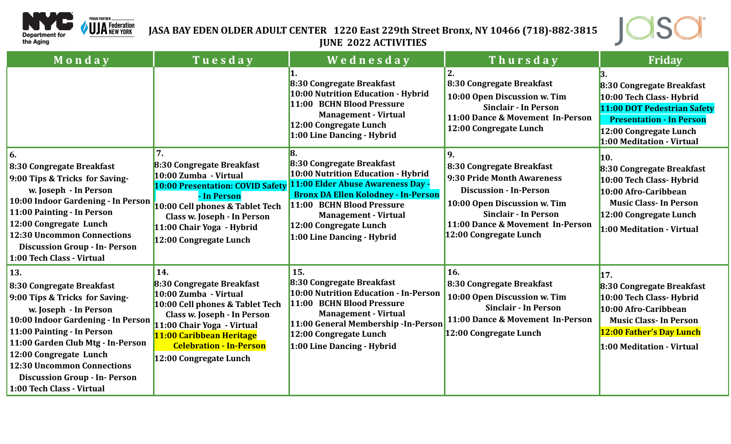# JASA BAY EDEN OLDER ADULT CENTER 1220 East 229th Street Bronx, NY 10466 (718)-882-3815

## JUNE 2022 ACTIVITIES

| Monday | Tuesday | Wednesday | Thursday | Friday |
|---|---|---|---|---|
| | | **1.**<br>8:30 Congregate Breakfast<br>10:00 Nutrition Education - Hybrid<br>11:00 BCHN Blood Pressure Management - Virtual<br>12:00 Congregate Lunch<br>1:00 Line Dancing - Hybrid | **2.**<br>8:30 Congregate Breakfast<br>10:00 Open Discussion w. Tim Sinclair - In Person<br>11:00 Dance & Movement In-Person<br>12:00 Congregate Lunch | **3.**<br>8:30 Congregate Breakfast<br>10:00 Tech Class- Hybrid<br>11:00 DOT Pedestrian Safety Presentation - In Person<br>12:00 Congregate Lunch<br>1:00 Meditation - Virtual |
| **6.**<br>8:30 Congregate Breakfast<br>9:00 Tips & Tricks for Saving- w. Joseph - In Person<br>10:00 Indoor Gardening - In Person<br>11:00 Painting - In Person<br>12:00 Congregate Lunch<br>12:30 Uncommon Connections Discussion Group - In- Person<br>1:00 Tech Class - Virtual | **7.**<br>8:30 Congregate Breakfast<br>10:00 Zumba - Virtual<br>10:00 Presentation: COVID Safety - In Person<br>10:00 Cell phones & Tablet Tech Class w. Joseph - In Person<br>11:00 Chair Yoga - Hybrid<br>12:00 Congregate Lunch | **8.**<br>8:30 Congregate Breakfast<br>10:00 Nutrition Education - Hybrid<br>11:00 Elder Abuse Awareness Day - Bronx DA Ellen Kolodney - In-Person<br>11:00 BCHN Blood Pressure Management - Virtual<br>12:00 Congregate Lunch<br>1:00 Line Dancing - Hybrid | **9.**<br>8:30 Congregate Breakfast<br>9:30 Pride Month Awareness Discussion - In-Person<br>10:00 Open Discussion w. Tim Sinclair - In Person<br>11:00 Dance & Movement In-Person<br>12:00 Congregate Lunch | **10.**<br>8:30 Congregate Breakfast<br>10:00 Tech Class- Hybrid<br>10:00 Afro-Caribbean Music Class- In Person<br>12:00 Congregate Lunch<br>1:00 Meditation - Virtual |
| **13.**<br>8:30 Congregate Breakfast<br>9:00 Tips & Tricks for Saving- w. Joseph - In Person<br>10:00 Indoor Gardening - In Person<br>11:00 Painting - In Person<br>11:00 Garden Club Mtg - In-Person<br>12:00 Congregate Lunch<br>12:30 Uncommon Connections Discussion Group - In- Person<br>1:00 Tech Class - Virtual | **14.**<br>8:30 Congregate Breakfast<br>10:00 Zumba - Virtual<br>10:00 Cell phones & Tablet Tech Class w. Joseph - In Person<br>11:00 Chair Yoga - Virtual<br>11:00 Caribbean Heritage Celebration - In-Person<br>12:00 Congregate Lunch | **15.**<br>8:30 Congregate Breakfast<br>10:00 Nutrition Education - In-Person<br>11:00 BCHN Blood Pressure Management - Virtual<br>11:00 General Membership -In-Person<br>12:00 Congregate Lunch<br>1:00 Line Dancing - Hybrid | **16.**<br>8:30 Congregate Breakfast<br>10:00 Open Discussion w. Tim Sinclair - In Person<br>11:00 Dance & Movement In-Person<br>12:00 Congregate Lunch | **17.**<br>8:30 Congregate Breakfast<br>10:00 Tech Class- Hybrid<br>10:00 Afro-Caribbean Music Class- In Person<br>12:00 Father's Day Lunch<br>1:00 Meditation - Virtual |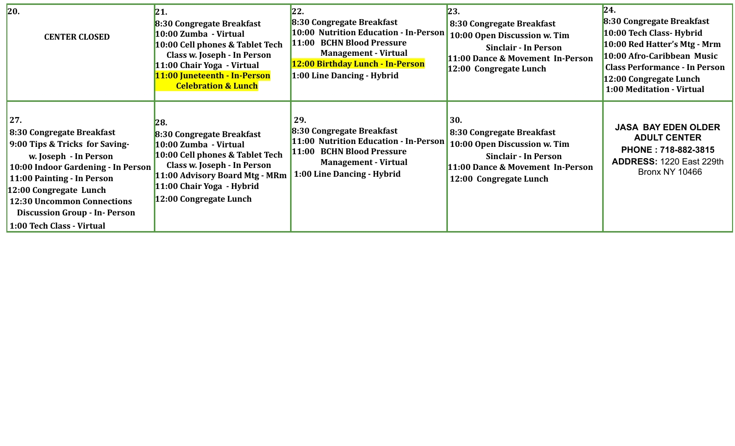| 20. | 21. | 22. | 23. | 24. |
|---|---|---|---|---|
| **CENTER CLOSED** | **8:30 Congregate Breakfast**<br>**10:00 Zumba - Virtual**<br>**10:00 Cell phones & Tablet Tech Class w. Joseph - In Person**<br>**11:00 Chair Yoga - Virtual**<br>**11:00 Juneteenth - In-Person Celebration & Lunch** | **8:30 Congregate Breakfast**<br>**10:00 Nutrition Education - In-Person**<br>**11:00 BCHN Blood Pressure Management - Virtual**<br>**12:00 Birthday Lunch - In-Person**<br>**1:00 Line Dancing - Hybrid** | **8:30 Congregate Breakfast**<br>**10:00 Open Discussion w. Tim Sinclair - In Person**<br>**11:00 Dance & Movement In-Person**<br>**12:00 Congregate Lunch** | **8:30 Congregate Breakfast**<br>**10:00 Tech Class- Hybrid**<br>**10:00 Red Hatter's Mtg - Mrm**<br>**10:00 Afro-Caribbean Music Class Performance - In Person**<br>**12:00 Congregate Lunch**<br>**1:00 Meditation - Virtual** |
| **27.**<br>**8:30 Congregate Breakfast**<br>**9:00 Tips & Tricks for Saving- w. Joseph - In Person**<br>**10:00 Indoor Gardening - In Person**<br>**11:00 Painting - In Person**<br>**12:00 Congregate Lunch**<br>**12:30 Uncommon Connections Discussion Group - In- Person**<br>**1:00 Tech Class - Virtual** | **28.**<br>**8:30 Congregate Breakfast**<br>**10:00 Zumba - Virtual**<br>**10:00 Cell phones & Tablet Tech Class w. Joseph - In Person**<br>**11:00 Advisory Board Mtg - MRm**<br>**11:00 Chair Yoga - Hybrid**<br>**12:00 Congregate Lunch** | **29.**<br>**8:30 Congregate Breakfast**<br>**11:00 Nutrition Education - In-Person**<br>**11:00 BCHN Blood Pressure Management - Virtual**<br>**1:00 Line Dancing - Hybrid** | **30.**<br>**8:30 Congregate Breakfast**<br>**10:00 Open Discussion w. Tim Sinclair - In Person**<br>**11:00 Dance & Movement In-Person**<br>**12:00 Congregate Lunch** | **JASA BAY EDEN OLDER ADULT CENTER**<br>**PHONE : 718-882-3815**<br>**ADDRESS:** 1220 East 229th Bronx NY 10466 |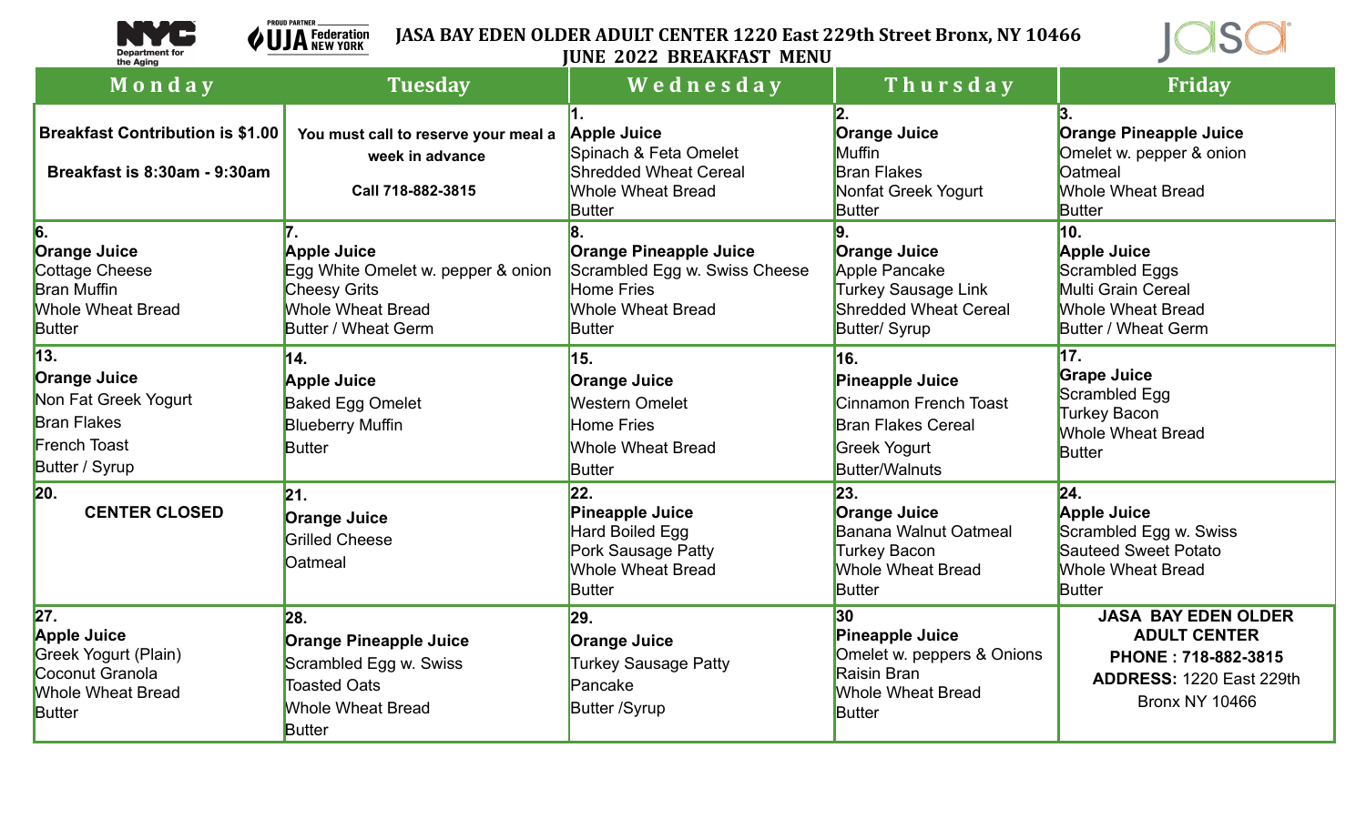NYC Department for the Aging | PROUD PARTNER UJA Federation NEW YORK | jasa

# JASA BAY EDEN OLDER ADULT CENTER 1220 East 229th Street Bronx, NY 10466

## JUNE 2022 BREAKFAST MENU

| Monday | Tuesday | Wednesday | Thursday | Friday |
|---|---|---|---|---|
| **Breakfast Contribution is $1.00**<br>**Breakfast is 8:30am - 9:30am** | **You must call to reserve your meal a week in advance**<br>**Call 718-882-3815** | **1.**<br>**Apple Juice**<br>Spinach & Feta Omelet<br>Shredded Wheat Cereal<br>Whole Wheat Bread<br>Butter | **2.**<br>**Orange Juice**<br>Muffin<br>Bran Flakes<br>Nonfat Greek Yogurt<br>Butter | **3.**<br>**Orange Pineapple Juice**<br>Omelet w. pepper & onion<br>Oatmeal<br>Whole Wheat Bread<br>Butter |
| **6.**<br>**Orange Juice**<br>Cottage Cheese<br>Bran Muffin<br>Whole Wheat Bread<br>Butter | **7.**<br>**Apple Juice**<br>Egg White Omelet w. pepper & onion<br>Cheesy Grits<br>Whole Wheat Bread<br>Butter / Wheat Germ | **8.**<br>**Orange Pineapple Juice**<br>Scrambled Egg w. Swiss Cheese<br>Home Fries<br>Whole Wheat Bread<br>Butter | **9.**<br>**Orange Juice**<br>Apple Pancake<br>Turkey Sausage Link<br>Shredded Wheat Cereal<br>Butter/ Syrup | **10.**<br>**Apple Juice**<br>Scrambled Eggs<br>Multi Grain Cereal<br>Whole Wheat Bread<br>Butter / Wheat Germ |
| **13.**<br>**Orange Juice**<br>Non Fat Greek Yogurt<br>Bran Flakes<br>French Toast<br>Butter / Syrup | **14.**<br>**Apple Juice**<br>Baked Egg Omelet<br>Blueberry Muffin<br>Butter | **15.**<br>**Orange Juice**<br>Western Omelet<br>Home Fries<br>Whole Wheat Bread<br>Butter | **16.**<br>**Pineapple Juice**<br>Cinnamon French Toast<br>Bran Flakes Cereal<br>Greek Yogurt<br>Butter/Walnuts | **17.**<br>**Grape Juice**<br>Scrambled Egg<br>Turkey Bacon<br>Whole Wheat Bread<br>Butter |
| **20.**<br>**CENTER CLOSED** | **21.**<br>**Orange Juice**<br>Grilled Cheese<br>Oatmeal | **22.**<br>**Pineapple Juice**<br>Hard Boiled Egg<br>Pork Sausage Patty<br>Whole Wheat Bread<br>Butter | **23.**<br>**Orange Juice**<br>Banana Walnut Oatmeal<br>Turkey Bacon<br>Whole Wheat Bread<br>Butter | **24.**<br>**Apple Juice**<br>Scrambled Egg w. Swiss<br>Sauteed Sweet Potato<br>Whole Wheat Bread<br>Butter |
| **27.**<br>**Apple Juice**<br>Greek Yogurt (Plain)<br>Coconut Granola<br>Whole Wheat Bread<br>Butter | **28.**<br>**Orange Pineapple Juice**<br>Scrambled Egg w. Swiss<br>Toasted Oats<br>Whole Wheat Bread<br>Butter | **29.**<br>**Orange Juice**<br>Turkey Sausage Patty<br>Pancake<br>Butter /Syrup | **30**<br>**Pineapple Juice**<br>Omelet w. peppers & Onions<br>Raisin Bran<br>Whole Wheat Bread<br>Butter | **JASA BAY EDEN OLDER ADULT CENTER**<br>**PHONE : 718-882-3815**<br>**ADDRESS:** 1220 East 229th Bronx NY 10466 |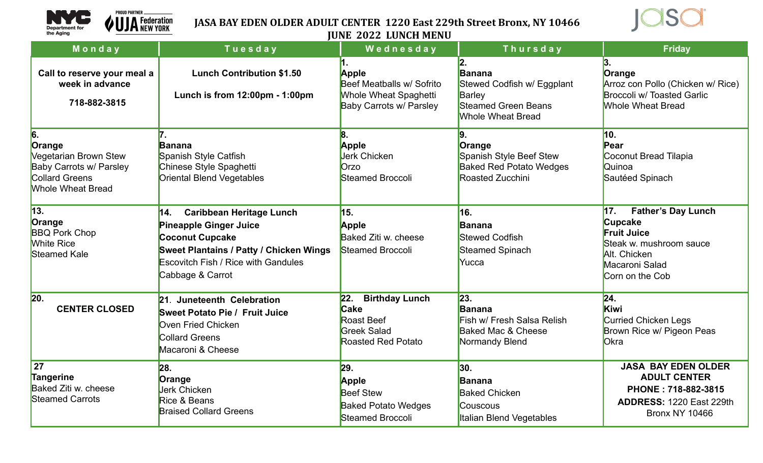NYC Department for the Aging | PROUD PARTNER UJA Federation NEW YORK

# JASA BAY EDEN OLDER ADULT CENTER 1220 East 229th Street Bronx, NY 10466

## JUNE 2022 LUNCH MENU

jasa

| Monday | Tuesday | Wednesday | Thursday | Friday |
|---|---|---|---|---|
| **Call to reserve your meal a week in advance**<br>**718-882-3815** | **Lunch Contribution $1.50**<br>**Lunch is from 12:00pm - 1:00pm** | **1.**<br>**Apple**<br>Beef Meatballs w/ Sofrito<br>Whole Wheat Spaghetti<br>Baby Carrots w/ Parsley | **2.**<br>**Banana**<br>Stewed Codfish w/ Eggplant<br>Barley<br>Steamed Green Beans<br>Whole Wheat Bread | **3.**<br>**Orange**<br>Arroz con Pollo (Chicken w/ Rice)<br>Broccoli w/ Toasted Garlic<br>Whole Wheat Bread |
| **6.**<br>**Orange**<br>Vegetarian Brown Stew<br>Baby Carrots w/ Parsley<br>Collard Greens<br>Whole Wheat Bread | **7.**<br>**Banana**<br>Spanish Style Catfish<br>Chinese Style Spaghetti<br>Oriental Blend Vegetables | **8.**<br>**Apple**<br>Jerk Chicken<br>Orzo<br>Steamed Broccoli | **9.**<br>**Orange**<br>Spanish Style Beef Stew<br>Baked Red Potato Wedges<br>Roasted Zucchini | **10.**<br>**Pear**<br>Coconut Bread Tilapia<br>Quinoa<br>Sautéed Spinach |
| **13.**<br>**Orange**<br>BBQ Pork Chop<br>White Rice<br>Steamed Kale | **14. Caribbean Heritage Lunch**<br>**Pineapple Ginger Juice**<br>**Coconut Cupcake**<br>**Sweet Plantains / Patty / Chicken Wings**<br>Escovitch Fish / Rice with Gandules<br>Cabbage & Carrot | **15.**<br>**Apple**<br>Baked Ziti w. cheese<br>Steamed Broccoli | **16.**<br>**Banana**<br>Stewed Codfish<br>Steamed Spinach<br>Yucca | **17. Father's Day Lunch**<br>**Cupcake**<br>**Fruit Juice**<br>Steak w. mushroom sauce<br>Alt. Chicken<br>Macaroni Salad<br>Corn on the Cob |
| **20.**<br>**CENTER CLOSED** | **21. Juneteenth Celebration**<br>**Sweet Potato Pie / Fruit Juice**<br>Oven Fried Chicken<br>Collard Greens<br>Macaroni & Cheese | **22. Birthday Lunch**<br>**Cake**<br>Roast Beef<br>Greek Salad<br>Roasted Red Potato | **23.**<br>**Banana**<br>Fish w/ Fresh Salsa Relish<br>Baked Mac & Cheese<br>Normandy Blend | **24.**<br>**Kiwi**<br>Curried Chicken Legs<br>Brown Rice w/ Pigeon Peas<br>Okra |
| **27**<br>**Tangerine**<br>Baked Ziti w. cheese<br>Steamed Carrots | **28.**<br>**Orange**<br>Jerk Chicken<br>Rice & Beans<br>Braised Collard Greens | **29.**<br>**Apple**<br>Beef Stew<br>Baked Potato Wedges<br>Steamed Broccoli | **30.**<br>**Banana**<br>Baked Chicken<br>Couscous<br>Italian Blend Vegetables | **JASA BAY EDEN OLDER ADULT CENTER**<br>**PHONE : 718-882-3815**<br>**ADDRESS:** 1220 East 229th Bronx NY 10466 |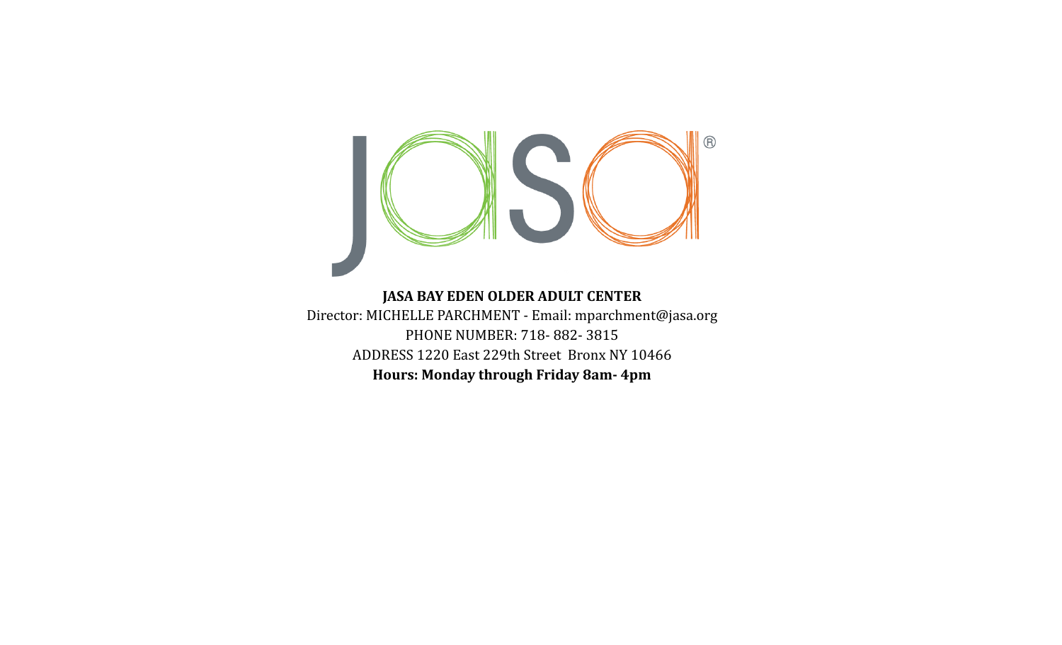**JASA BAY EDEN OLDER ADULT CENTER**

Director: MICHELLE PARCHMENT - Email: mparchment@jasa.org

PHONE NUMBER: 718- 882- 3815

ADDRESS 1220 East 229th Street  Bronx NY 10466

**Hours: Monday through Friday 8am- 4pm**